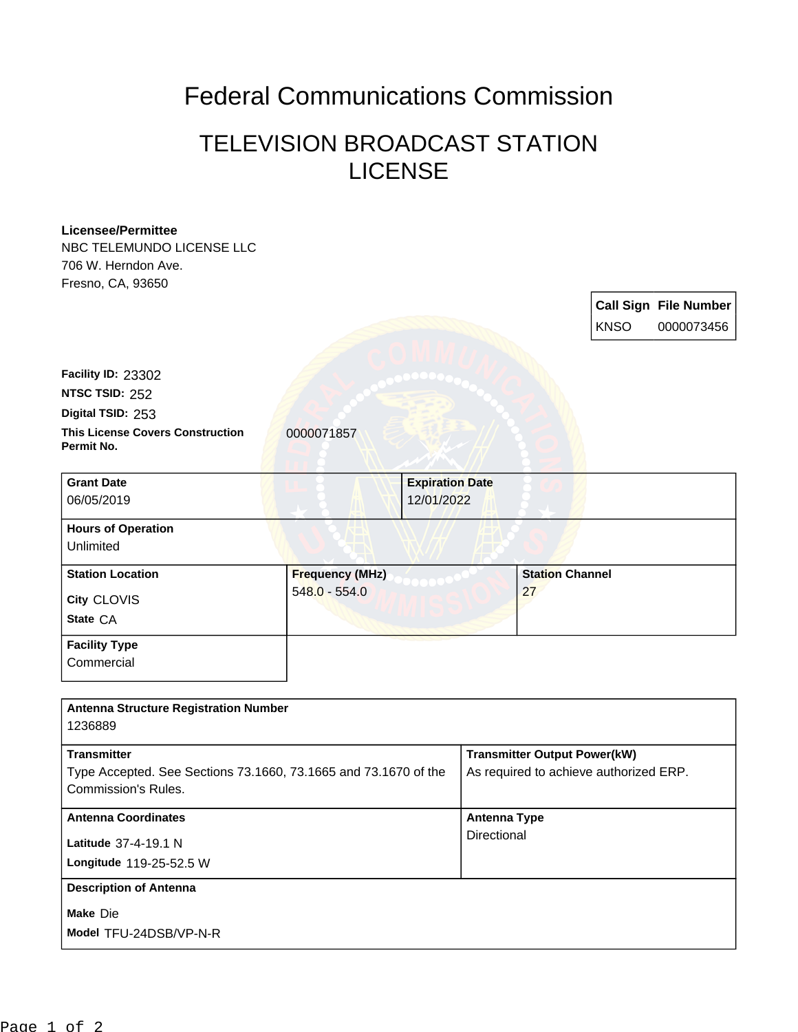# Federal Communications Commission

## TELEVISION BROADCAST STATION LICENSE

**Licensee/Permittee**
NBC TELEMUNDO LICENSE LLC
706 W. Herndon Ave.
Fresno, CA, 93650

| Call Sign | File Number |
|---|---|
| KNSO | 0000073456 |

**Facility ID:** 23302
**NTSC TSID:** 252
**Digital TSID:** 253
**This License Covers Construction Permit No.** 0000071857

| Grant Date | Expiration Date |
|---|---|
| 06/05/2019 | 12/01/2022 |

**Hours of Operation**
Unlimited

| Station Location | Frequency (MHz) | Station Channel |
|---|---|---|
| City CLOVIS<br>State CA | 548.0 - 554.0 | 27 |

**Facility Type**
Commercial

**Antenna Structure Registration Number**
1236889

| Transmitter | Transmitter Output Power(kW) |
|---|---|
| Type Accepted. See Sections 73.1660, 73.1665 and 73.1670 of the Commission's Rules. | As required to achieve authorized ERP. |

| Antenna Coordinates | Antenna Type |
|---|---|
| Latitude 37-4-19.1 N<br>Longitude 119-25-52.5 W | Directional |

**Description of Antenna**
**Make** Die
**Model** TFU-24DSB/VP-N-R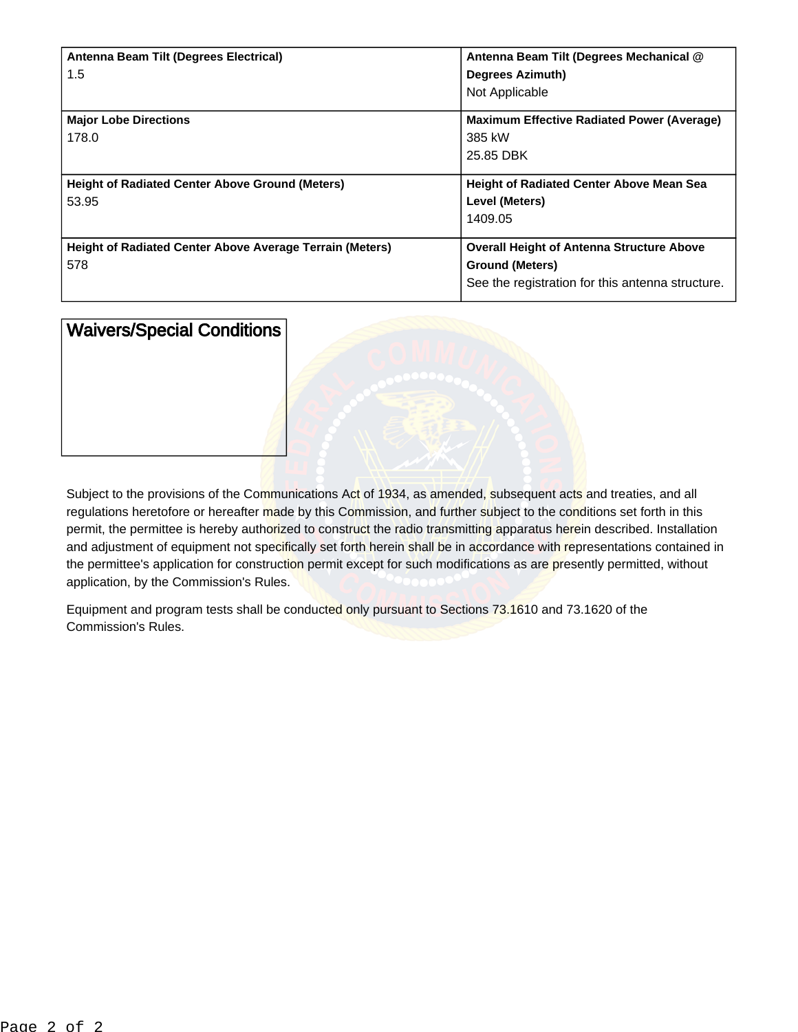| | |
|---|---|
| **Antenna Beam Tilt (Degrees Electrical)**<br>1.5 | **Antenna Beam Tilt (Degrees Mechanical @ Degrees Azimuth)**<br>Not Applicable |
| **Major Lobe Directions**<br>178.0 | **Maximum Effective Radiated Power (Average)**<br>385 kW<br>25.85 DBK |
| **Height of Radiated Center Above Ground (Meters)**<br>53.95 | **Height of Radiated Center Above Mean Sea Level (Meters)**<br>1409.05 |
| **Height of Radiated Center Above Average Terrain (Meters)**<br>578 | **Overall Height of Antenna Structure Above Ground (Meters)**<br>See the registration for this antenna structure. |

## Waivers/Special Conditions

Subject to the provisions of the Communications Act of 1934, as amended, subsequent acts and treaties, and all regulations heretofore or hereafter made by this Commission, and further subject to the conditions set forth in this permit, the permittee is hereby authorized to construct the radio transmitting apparatus herein described. Installation and adjustment of equipment not specifically set forth herein shall be in accordance with representations contained in the permittee's application for construction permit except for such modifications as are presently permitted, without application, by the Commission's Rules.

Equipment and program tests shall be conducted only pursuant to Sections 73.1610 and 73.1620 of the Commission's Rules.